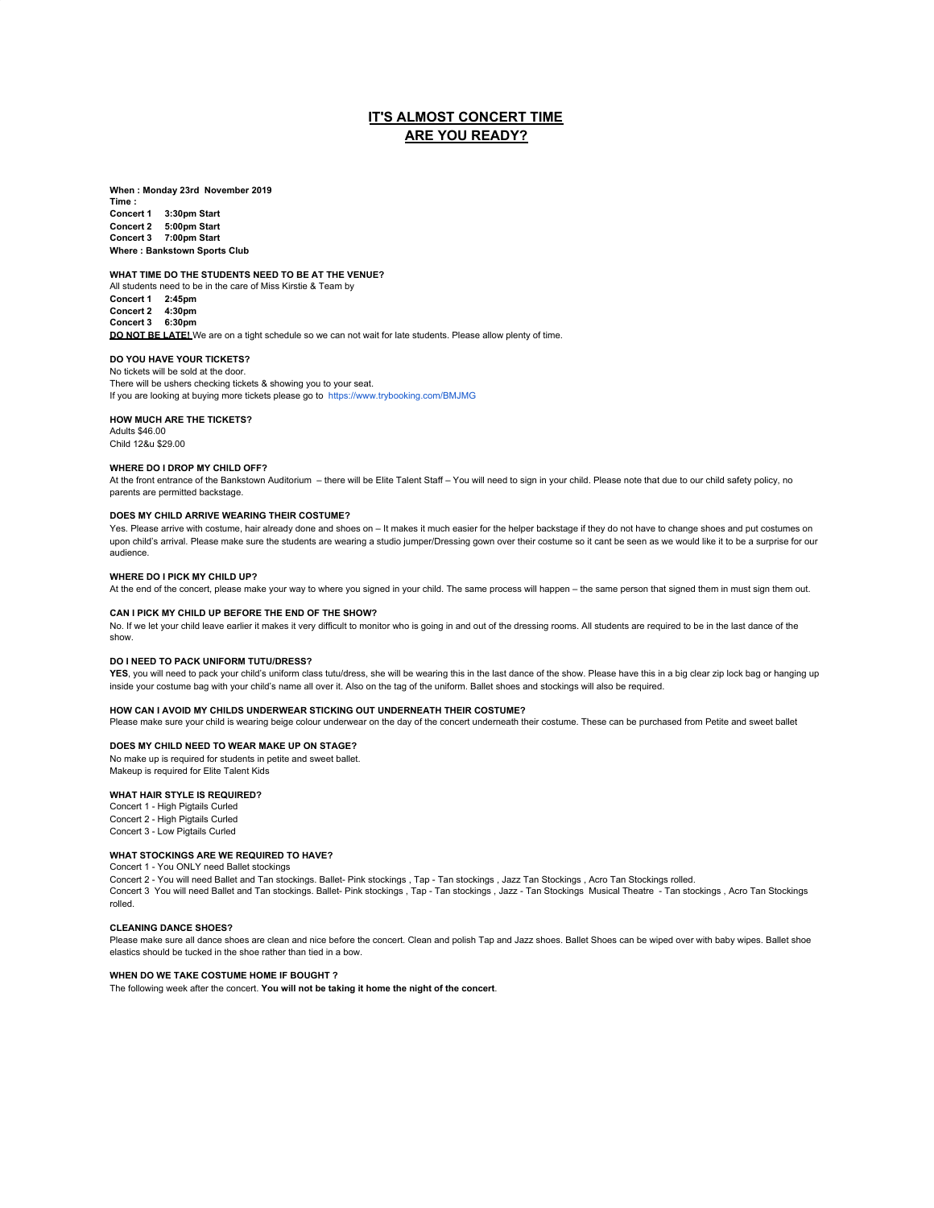# IT'S ALMOST CONCERT TIME
# ARE YOU READY?

**When : Monday 23rd November 2019**
**Time :**
**Concert 1 3:30pm Start**
**Concert 2 5:00pm Start**
**Concert 3 7:00pm Start**
**Where : Bankstown Sports Club**

**WHAT TIME DO THE STUDENTS NEED TO BE AT THE VENUE?**

All students need to be in the care of Miss Kirstie & Team by
**Concert 1 2:45pm**
**Concert 2 4:30pm**
**Concert 3 6:30pm**
**DO NOT BE LATE!** We are on a tight schedule so we can not wait for late students. Please allow plenty of time.

**DO YOU HAVE YOUR TICKETS?**

No tickets will be sold at the door.
There will be ushers checking tickets & showing you to your seat.
If you are looking at buying more tickets please go to https://www.trybooking.com/BMJMG

**HOW MUCH ARE THE TICKETS?**

Adults $46.00
Child 12&u $29.00

**WHERE DO I DROP MY CHILD OFF?**

At the front entrance of the Bankstown Auditorium – there will be Elite Talent Staff – You will need to sign in your child. Please note that due to our child safety policy, no parents are permitted backstage.

**DOES MY CHILD ARRIVE WEARING THEIR COSTUME?**

Yes. Please arrive with costume, hair already done and shoes on – It makes it much easier for the helper backstage if they do not have to change shoes and put costumes on upon child's arrival. Please make sure the students are wearing a studio jumper/Dressing gown over their costume so it cant be seen as we would like it to be a surprise for our audience.

**WHERE DO I PICK MY CHILD UP?**

At the end of the concert, please make your way to where you signed in your child. The same process will happen – the same person that signed them in must sign them out.

**CAN I PICK MY CHILD UP BEFORE THE END OF THE SHOW?**

No. If we let your child leave earlier it makes it very difficult to monitor who is going in and out of the dressing rooms. All students are required to be in the last dance of the show.

**DO I NEED TO PACK UNIFORM TUTU/DRESS?**

**YES**, you will need to pack your child's uniform class tutu/dress, she will be wearing this in the last dance of the show. Please have this in a big clear zip lock bag or hanging up inside your costume bag with your child's name all over it. Also on the tag of the uniform. Ballet shoes and stockings will also be required.

**HOW CAN I AVOID MY CHILDS UNDERWEAR STICKING OUT UNDERNEATH THEIR COSTUME?**

Please make sure your child is wearing beige colour underwear on the day of the concert underneath their costume. These can be purchased from Petite and sweet ballet

**DOES MY CHILD NEED TO WEAR MAKE UP ON STAGE?**

No make up is required for students in petite and sweet ballet.
Makeup is required for Elite Talent Kids

**WHAT HAIR STYLE IS REQUIRED?**

Concert 1 - High Pigtails Curled
Concert 2 - High Pigtails Curled
Concert 3 - Low Pigtails Curled

**WHAT STOCKINGS ARE WE REQUIRED TO HAVE?**

Concert 1 - You ONLY need Ballet stockings
Concert 2 - You will need Ballet and Tan stockings. Ballet- Pink stockings , Tap - Tan stockings , Jazz Tan Stockings , Acro Tan Stockings rolled.
Concert 3 You will need Ballet and Tan stockings. Ballet- Pink stockings , Tap - Tan stockings , Jazz - Tan Stockings Musical Theatre - Tan stockings , Acro Tan Stockings rolled.

**CLEANING DANCE SHOES?**

Please make sure all dance shoes are clean and nice before the concert. Clean and polish Tap and Jazz shoes. Ballet Shoes can be wiped over with baby wipes. Ballet shoe elastics should be tucked in the shoe rather than tied in a bow.

**WHEN DO WE TAKE COSTUME HOME IF BOUGHT ?**

The following week after the concert. **You will not be taking it home the night of the concert**.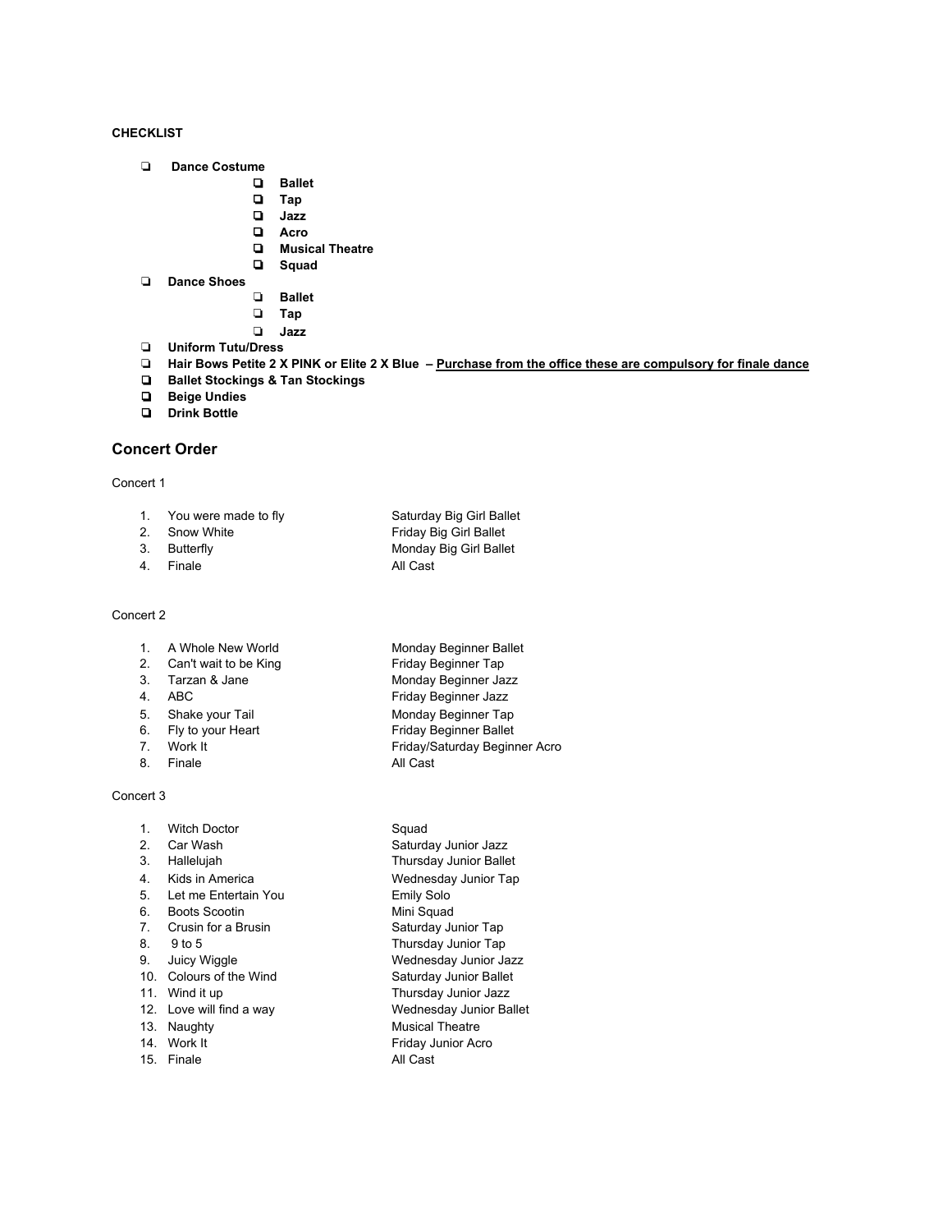**CHECKLIST**

- ❏ **Dance Costume**
  - ❏ **Ballet**
  - ❏ **Tap**
  - ❏ **Jazz**
  - ❏ **Acro**
  - ❏ **Musical Theatre**
  - ❏ **Squad**
- ❏ **Dance Shoes**
  - ❏ **Ballet**
  - ❏ **Tap**
  - ❏ **Jazz**
- ❏ **Uniform Tutu/Dress**
- ❏ **Hair Bows Petite 2 X PINK or Elite 2 X Blue – <u>Purchase from the office these are compulsory for finale dance</u>**
- ❏ **Ballet Stockings & Tan Stockings**
- ❏ **Beige Undies**
- ❏ **Drink Bottle**

## Concert Order

Concert 1

| | | |
|---|---|---|
| 1. | You were made to fly | Saturday Big Girl Ballet |
| 2. | Snow White | Friday Big Girl Ballet |
| 3. | Butterfly | Monday Big Girl Ballet |
| 4. | Finale | All Cast |

Concert 2

| | | |
|---|---|---|
| 1. | A Whole New World | Monday Beginner Ballet |
| 2. | Can't wait to be King | Friday Beginner Tap |
| 3. | Tarzan & Jane | Monday Beginner Jazz |
| 4. | ABC | Friday Beginner Jazz |
| 5. | Shake your Tail | Monday Beginner Tap |
| 6. | Fly to your Heart | Friday Beginner Ballet |
| 7. | Work It | Friday/Saturday Beginner Acro |
| 8. | Finale | All Cast |

Concert 3

| | | |
|---|---|---|
| 1. | Witch Doctor | Squad |
| 2. | Car Wash | Saturday Junior Jazz |
| 3. | Hallelujah | Thursday Junior Ballet |
| 4. | Kids in America | Wednesday Junior Tap |
| 5. | Let me Entertain You | Emily Solo |
| 6. | Boots Scootin | Mini Squad |
| 7. | Crusin for a Brusin | Saturday Junior Tap |
| 8. | 9 to 5 | Thursday Junior Tap |
| 9. | Juicy Wiggle | Wednesday Junior Jazz |
| 10. | Colours of the Wind | Saturday Junior Ballet |
| 11. | Wind it up | Thursday Junior Jazz |
| 12. | Love will find a way | Wednesday Junior Ballet |
| 13. | Naughty | Musical Theatre |
| 14. | Work It | Friday Junior Acro |
| 15. | Finale | All Cast |